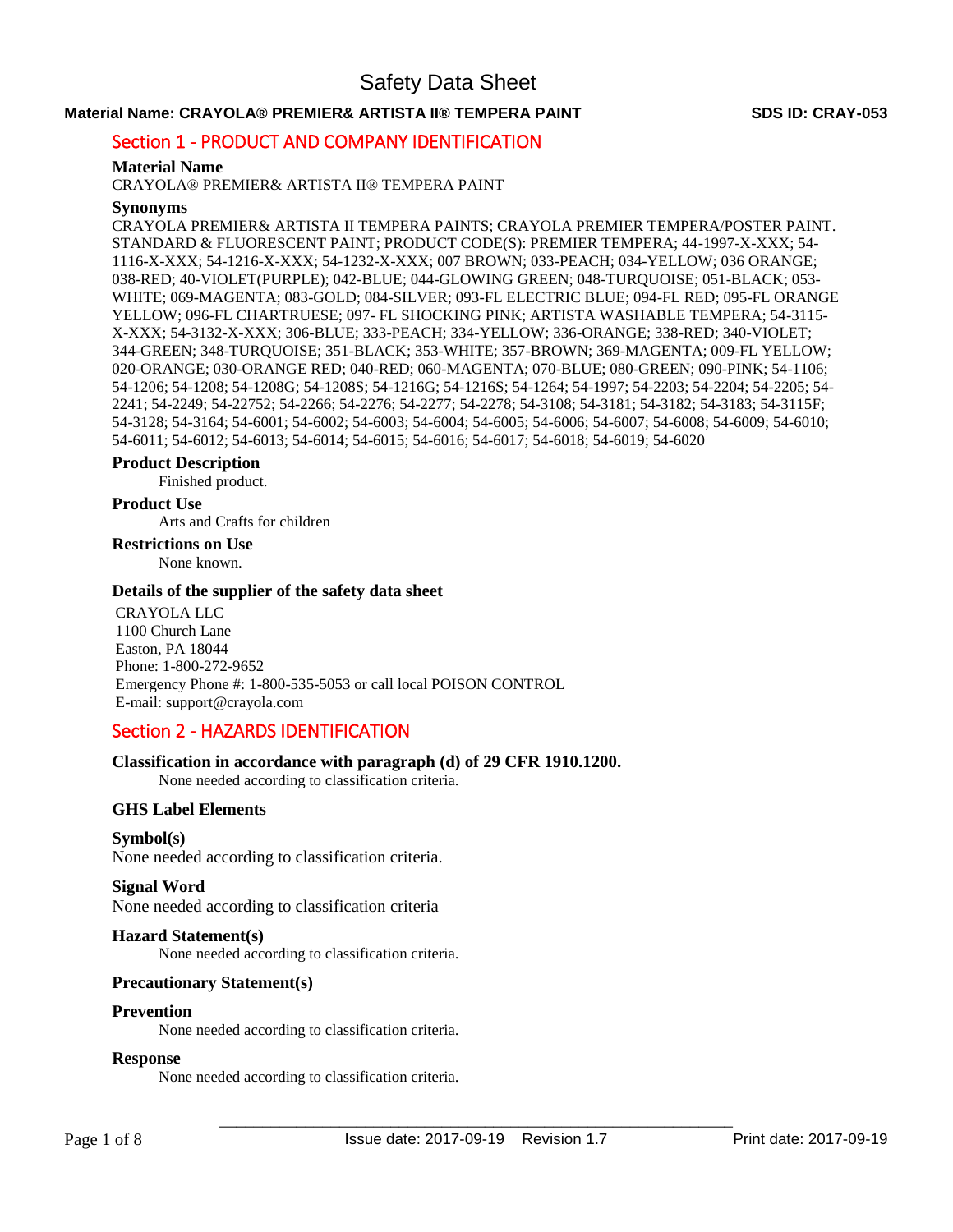# Safety Data Sheet

**Material Name: CRAYOLA® PREMIER& ARTISTA II® TEMPERA PAINT** **SDS ID: CRAY-053**

## Section 1 - PRODUCT AND COMPANY IDENTIFICATION

### Material Name

CRAYOLA® PREMIER& ARTISTA II® TEMPERA PAINT

### Synonyms

CRAYOLA PREMIER& ARTISTA II TEMPERA PAINTS; CRAYOLA PREMIER TEMPERA/POSTER PAINT. STANDARD & FLUORESCENT PAINT; PRODUCT CODE(S): PREMIER TEMPERA; 44-1997-X-XXX; 54-1116-X-XXX; 54-1216-X-XXX; 54-1232-X-XXX; 007 BROWN; 033-PEACH; 034-YELLOW; 036 ORANGE; 038-RED; 40-VIOLET(PURPLE); 042-BLUE; 044-GLOWING GREEN; 048-TURQUOISE; 051-BLACK; 053-WHITE; 069-MAGENTA; 083-GOLD; 084-SILVER; 093-FL ELECTRIC BLUE; 094-FL RED; 095-FL ORANGE YELLOW; 096-FL CHARTRUESE; 097- FL SHOCKING PINK; ARTISTA WASHABLE TEMPERA; 54-3115-X-XXX; 54-3132-X-XXX; 306-BLUE; 333-PEACH; 334-YELLOW; 336-ORANGE; 338-RED; 340-VIOLET; 344-GREEN; 348-TURQUOISE; 351-BLACK; 353-WHITE; 357-BROWN; 369-MAGENTA; 009-FL YELLOW; 020-ORANGE; 030-ORANGE RED; 040-RED; 060-MAGENTA; 070-BLUE; 080-GREEN; 090-PINK; 54-1106; 54-1206; 54-1208; 54-1208G; 54-1208S; 54-1216G; 54-1216S; 54-1264; 54-1997; 54-2203; 54-2204; 54-2205; 54-2241; 54-2249; 54-22752; 54-2266; 54-2276; 54-2277; 54-2278; 54-3108; 54-3181; 54-3182; 54-3183; 54-3115F; 54-3128; 54-3164; 54-6001; 54-6002; 54-6003; 54-6004; 54-6005; 54-6006; 54-6007; 54-6008; 54-6009; 54-6010; 54-6011; 54-6012; 54-6013; 54-6014; 54-6015; 54-6016; 54-6017; 54-6018; 54-6019; 54-6020

### Product Description

Finished product.

### Product Use

Arts and Crafts for children

### Restrictions on Use

None known.

### Details of the supplier of the safety data sheet

CRAYOLA LLC
1100 Church Lane
Easton, PA 18044
Phone: 1-800-272-9652
Emergency Phone #: 1-800-535-5053 or call local POISON CONTROL
E-mail: support@crayola.com

## Section 2 - HAZARDS IDENTIFICATION

### Classification in accordance with paragraph (d) of 29 CFR 1910.1200.

None needed according to classification criteria.

### GHS Label Elements

### Symbol(s)

None needed according to classification criteria.

### Signal Word

None needed according to classification criteria

### Hazard Statement(s)

None needed according to classification criteria.

### Precautionary Statement(s)

### Prevention

None needed according to classification criteria.

### Response

None needed according to classification criteria.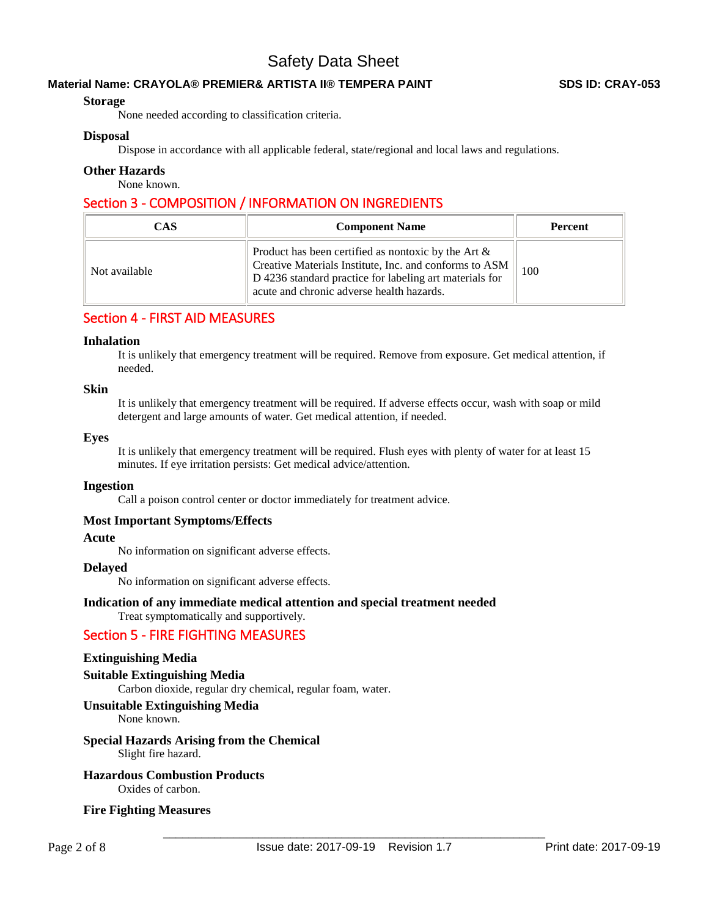### Storage

None needed according to classification criteria.

### Disposal

Dispose in accordance with all applicable federal, state/regional and local laws and regulations.

### Other Hazards

None known.

## Section 3 - COMPOSITION / INFORMATION ON INGREDIENTS

| CAS | Component Name | Percent |
| --- | --- | --- |
| Not available | Product has been certified as nontoxic by the Art & Creative Materials Institute, Inc. and conforms to ASM D 4236 standard practice for labeling art materials for acute and chronic adverse health hazards. | 100 |

## Section 4 - FIRST AID MEASURES

### Inhalation

It is unlikely that emergency treatment will be required. Remove from exposure. Get medical attention, if needed.

### Skin

It is unlikely that emergency treatment will be required. If adverse effects occur, wash with soap or mild detergent and large amounts of water. Get medical attention, if needed.

### Eyes

It is unlikely that emergency treatment will be required. Flush eyes with plenty of water for at least 15 minutes. If eye irritation persists: Get medical advice/attention.

### Ingestion

Call a poison control center or doctor immediately for treatment advice.

### Most Important Symptoms/Effects

### Acute

No information on significant adverse effects.

### Delayed

No information on significant adverse effects.

### Indication of any immediate medical attention and special treatment needed

Treat symptomatically and supportively.

## Section 5 - FIRE FIGHTING MEASURES

### Extinguishing Media

### Suitable Extinguishing Media

Carbon dioxide, regular dry chemical, regular foam, water.

### Unsuitable Extinguishing Media

None known.

### Special Hazards Arising from the Chemical

Slight fire hazard.

### Hazardous Combustion Products

Oxides of carbon.

### Fire Fighting Measures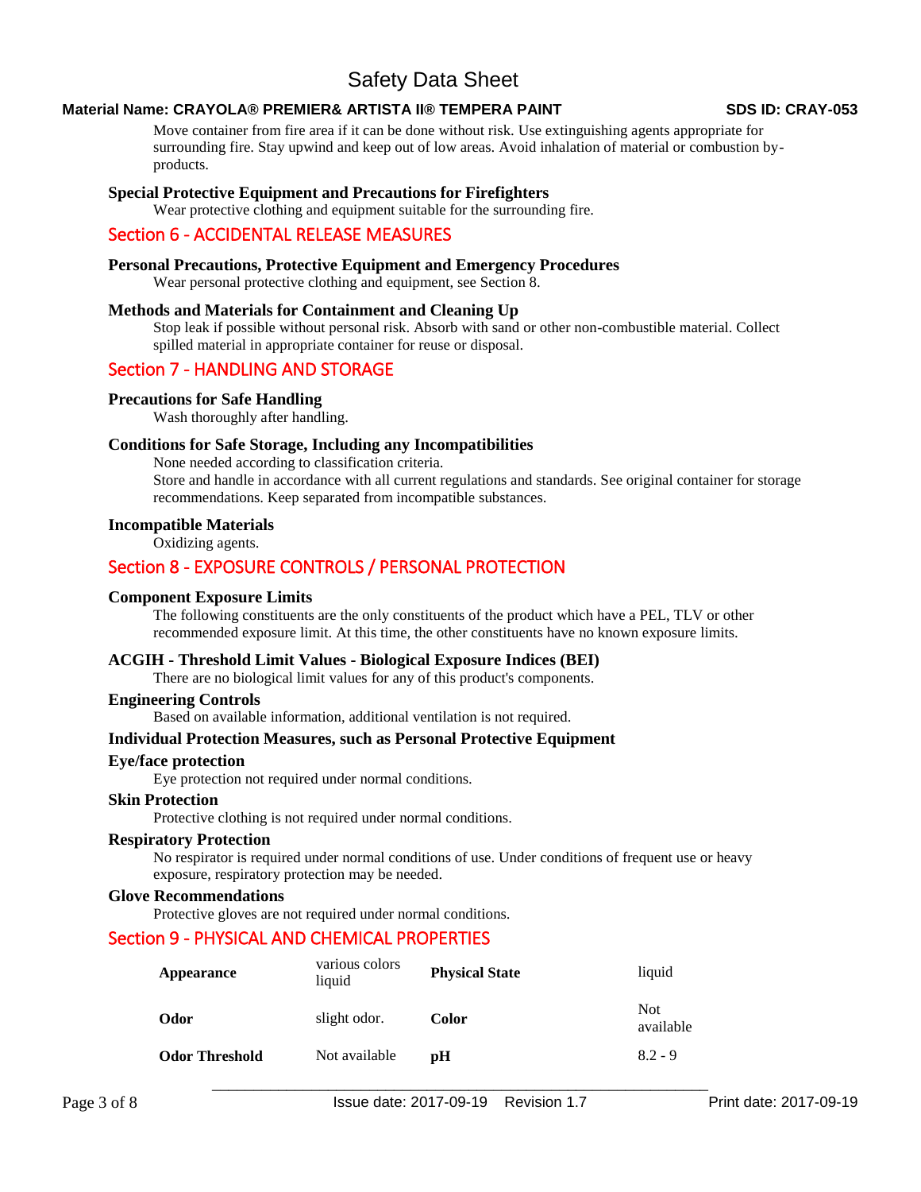Move container from fire area if it can be done without risk. Use extinguishing agents appropriate for surrounding fire. Stay upwind and keep out of low areas. Avoid inhalation of material or combustion by-products.

### Special Protective Equipment and Precautions for Firefighters

Wear protective clothing and equipment suitable for the surrounding fire.

## Section 6 - ACCIDENTAL RELEASE MEASURES

### Personal Precautions, Protective Equipment and Emergency Procedures

Wear personal protective clothing and equipment, see Section 8.

### Methods and Materials for Containment and Cleaning Up

Stop leak if possible without personal risk. Absorb with sand or other non-combustible material. Collect spilled material in appropriate container for reuse or disposal.

## Section 7 - HANDLING AND STORAGE

### Precautions for Safe Handling

Wash thoroughly after handling.

### Conditions for Safe Storage, Including any Incompatibilities

None needed according to classification criteria.
Store and handle in accordance with all current regulations and standards. See original container for storage recommendations. Keep separated from incompatible substances.

### Incompatible Materials

Oxidizing agents.

## Section 8 - EXPOSURE CONTROLS / PERSONAL PROTECTION

### Component Exposure Limits

The following constituents are the only constituents of the product which have a PEL, TLV or other recommended exposure limit. At this time, the other constituents have no known exposure limits.

### ACGIH - Threshold Limit Values - Biological Exposure Indices (BEI)

There are no biological limit values for any of this product's components.

### Engineering Controls

Based on available information, additional ventilation is not required.

### Individual Protection Measures, such as Personal Protective Equipment

### Eye/face protection

Eye protection not required under normal conditions.

### Skin Protection

Protective clothing is not required under normal conditions.

### Respiratory Protection

No respirator is required under normal conditions of use. Under conditions of frequent use or heavy exposure, respiratory protection may be needed.

### Glove Recommendations

Protective gloves are not required under normal conditions.

## Section 9 - PHYSICAL AND CHEMICAL PROPERTIES

| | | | |
|---|---|---|---|
| **Appearance** | various colors liquid | **Physical State** | liquid |
| **Odor** | slight odor. | **Color** | Not available |
| **Odor Threshold** | Not available | **pH** | 8.2 - 9 |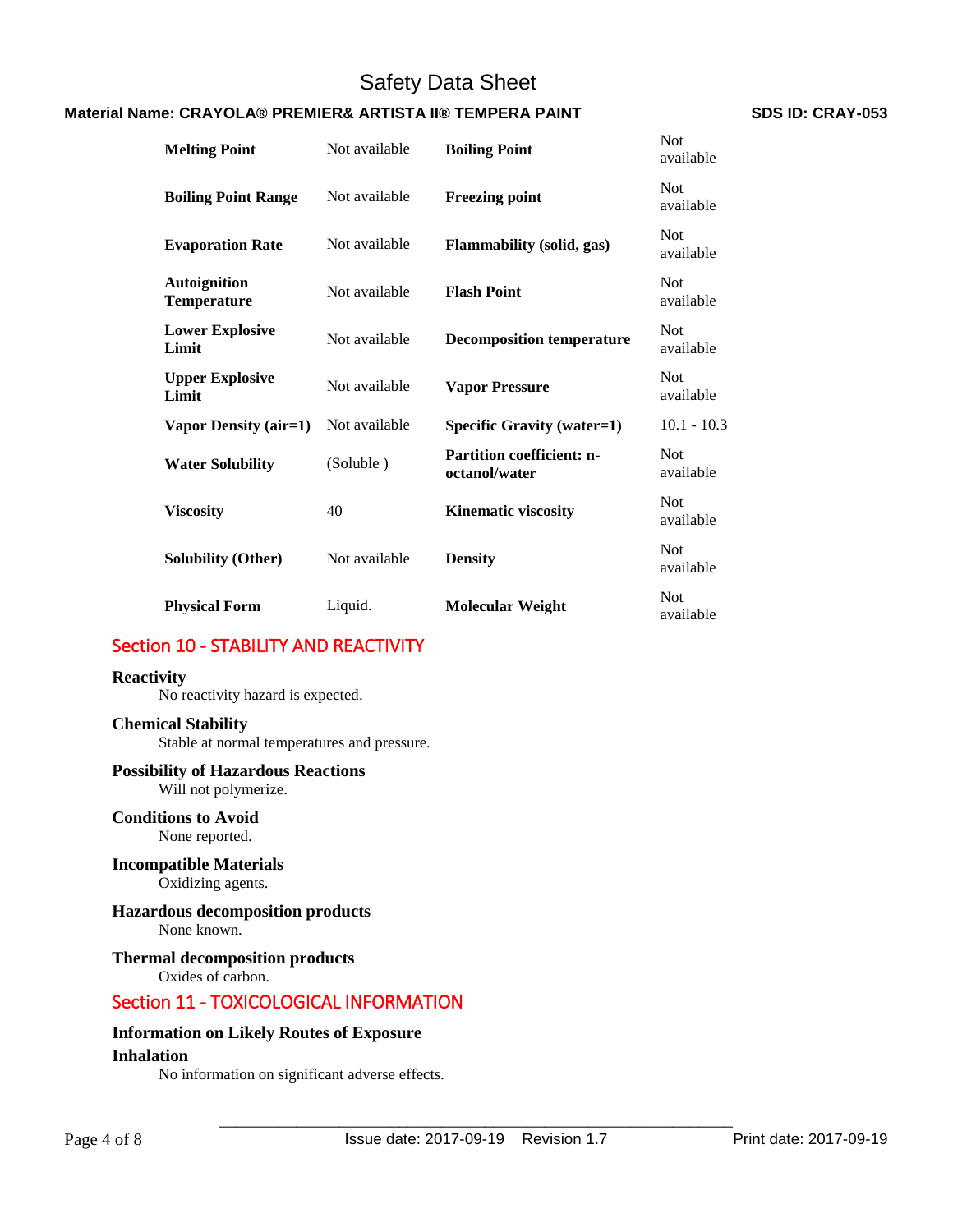| | | | |
|---|---|---|---|
| **Melting Point** | Not available | **Boiling Point** | Not available |
| **Boiling Point Range** | Not available | **Freezing point** | Not available |
| **Evaporation Rate** | Not available | **Flammability (solid, gas)** | Not available |
| **Autoignition Temperature** | Not available | **Flash Point** | Not available |
| **Lower Explosive Limit** | Not available | **Decomposition temperature** | Not available |
| **Upper Explosive Limit** | Not available | **Vapor Pressure** | Not available |
| **Vapor Density (air=1)** | Not available | **Specific Gravity (water=1)** | 10.1 - 10.3 |
| **Water Solubility** | (Soluble ) | **Partition coefficient: n-octanol/water** | Not available |
| **Viscosity** | 40 | **Kinematic viscosity** | Not available |
| **Solubility (Other)** | Not available | **Density** | Not available |
| **Physical Form** | Liquid. | **Molecular Weight** | Not available |

## Section 10 - STABILITY AND REACTIVITY

### Reactivity

No reactivity hazard is expected.

### Chemical Stability

Stable at normal temperatures and pressure.

### Possibility of Hazardous Reactions

Will not polymerize.

### Conditions to Avoid

None reported.

### Incompatible Materials

Oxidizing agents.

### Hazardous decomposition products

None known.

### Thermal decomposition products

Oxides of carbon.

## Section 11 - TOXICOLOGICAL INFORMATION

### Information on Likely Routes of Exposure

### Inhalation

No information on significant adverse effects.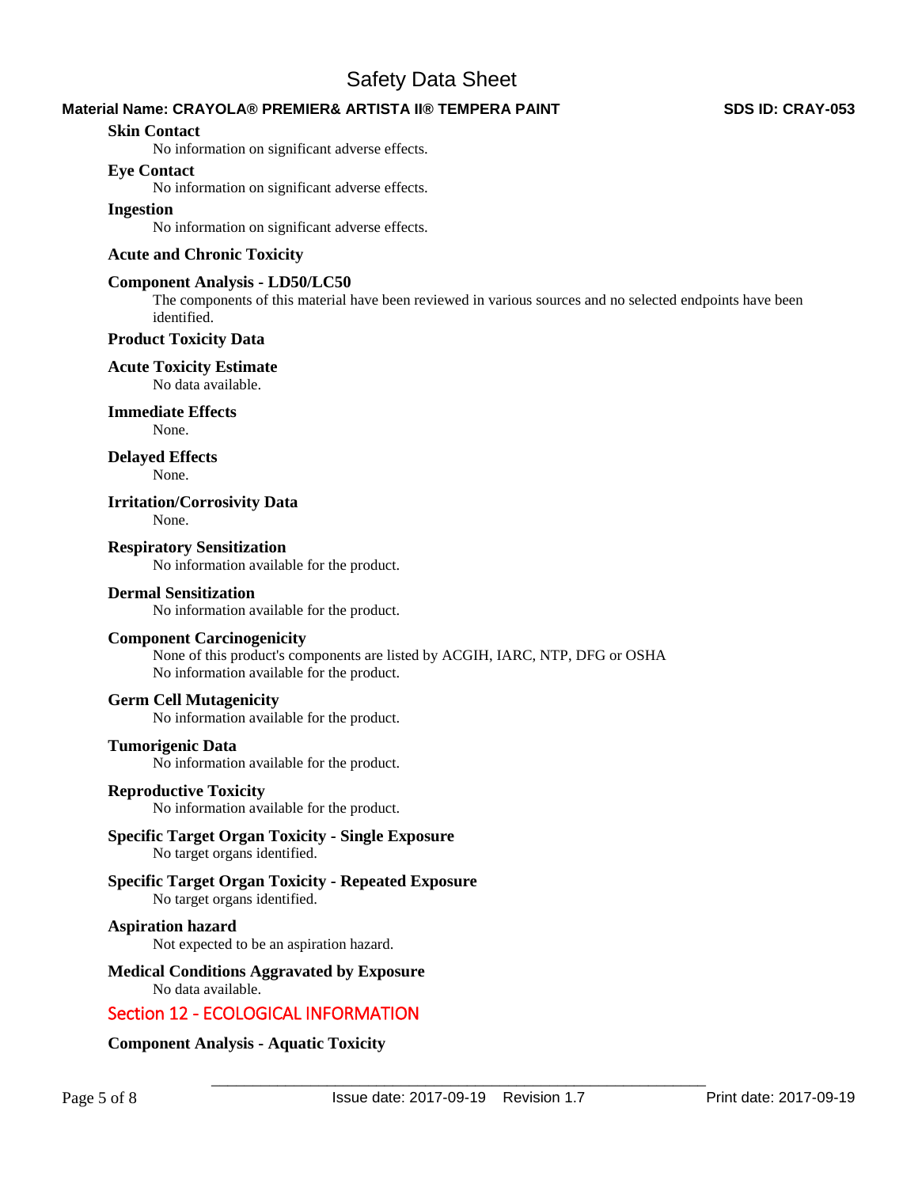**Skin Contact**

No information on significant adverse effects.

**Eye Contact**

No information on significant adverse effects.

**Ingestion**

No information on significant adverse effects.

**Acute and Chronic Toxicity**

**Component Analysis - LD50/LC50**

The components of this material have been reviewed in various sources and no selected endpoints have been identified.

**Product Toxicity Data**

**Acute Toxicity Estimate**

No data available.

**Immediate Effects**

None.

**Delayed Effects**

None.

**Irritation/Corrosivity Data**

None.

**Respiratory Sensitization**

No information available for the product.

**Dermal Sensitization**

No information available for the product.

**Component Carcinogenicity**

None of this product's components are listed by ACGIH, IARC, NTP, DFG or OSHA
No information available for the product.

**Germ Cell Mutagenicity**

No information available for the product.

**Tumorigenic Data**

No information available for the product.

**Reproductive Toxicity**

No information available for the product.

**Specific Target Organ Toxicity - Single Exposure**

No target organs identified.

**Specific Target Organ Toxicity - Repeated Exposure**

No target organs identified.

**Aspiration hazard**

Not expected to be an aspiration hazard.

**Medical Conditions Aggravated by Exposure**

No data available.

## Section 12 - ECOLOGICAL INFORMATION

**Component Analysis - Aquatic Toxicity**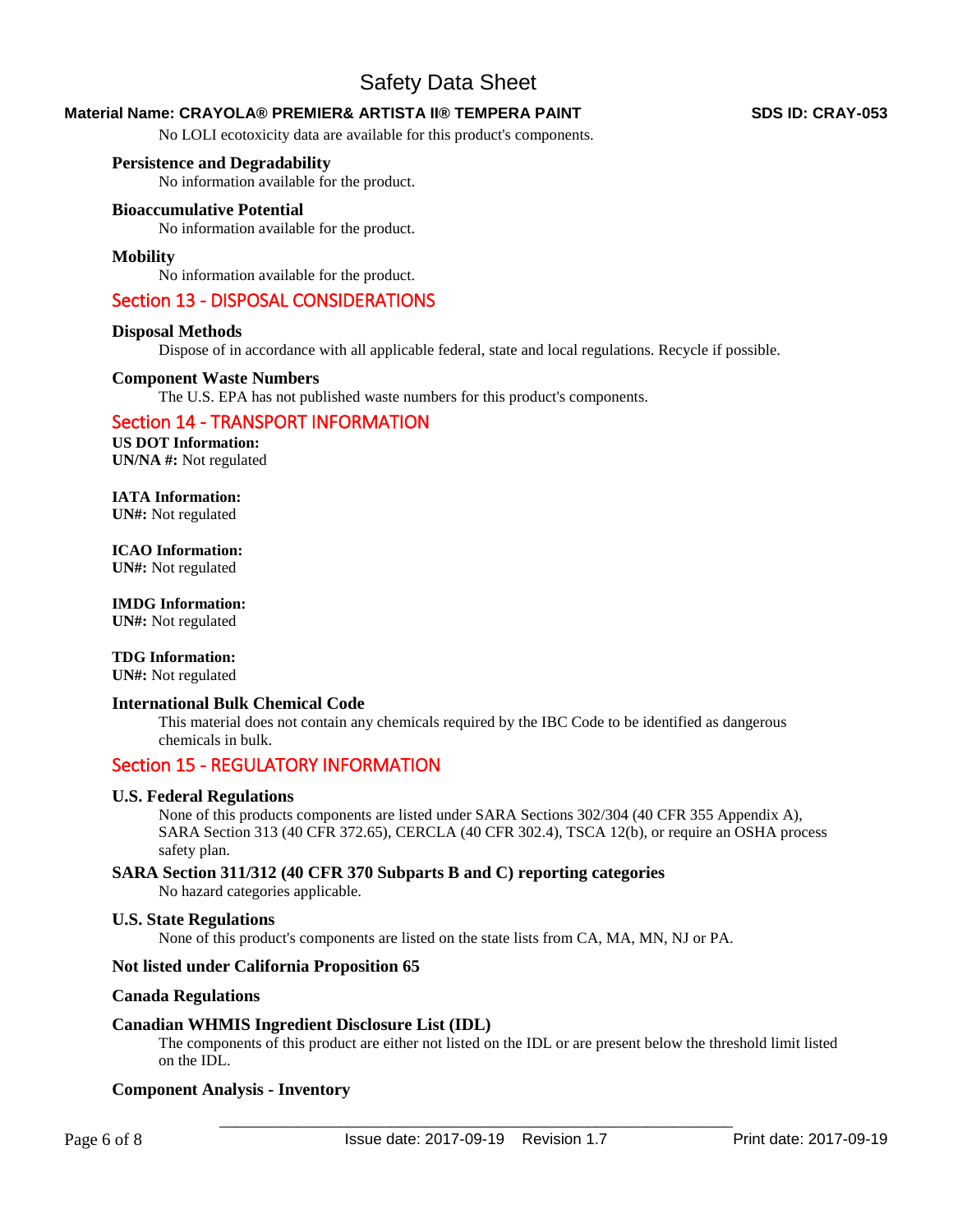No LOLI ecotoxicity data are available for this product's components.

### Persistence and Degradability

No information available for the product.

### Bioaccumulative Potential

No information available for the product.

### Mobility

No information available for the product.

## Section 13 - DISPOSAL CONSIDERATIONS

### Disposal Methods

Dispose of in accordance with all applicable federal, state and local regulations. Recycle if possible.

### Component Waste Numbers

The U.S. EPA has not published waste numbers for this product's components.

## Section 14 - TRANSPORT INFORMATION

**US DOT Information:**
**UN/NA #:** Not regulated

**IATA Information:**
**UN#:** Not regulated

**ICAO Information:**
**UN#:** Not regulated

**IMDG Information:**
**UN#:** Not regulated

**TDG Information:**
**UN#:** Not regulated

### International Bulk Chemical Code

This material does not contain any chemicals required by the IBC Code to be identified as dangerous chemicals in bulk.

## Section 15 - REGULATORY INFORMATION

### U.S. Federal Regulations

None of this products components are listed under SARA Sections 302/304 (40 CFR 355 Appendix A), SARA Section 313 (40 CFR 372.65), CERCLA (40 CFR 302.4), TSCA 12(b), or require an OSHA process safety plan.

### SARA Section 311/312 (40 CFR 370 Subparts B and C) reporting categories

No hazard categories applicable.

### U.S. State Regulations

None of this product's components are listed on the state lists from CA, MA, MN, NJ or PA.

### Not listed under California Proposition 65

### Canada Regulations

### Canadian WHMIS Ingredient Disclosure List (IDL)

The components of this product are either not listed on the IDL or are present below the threshold limit listed on the IDL.

### Component Analysis - Inventory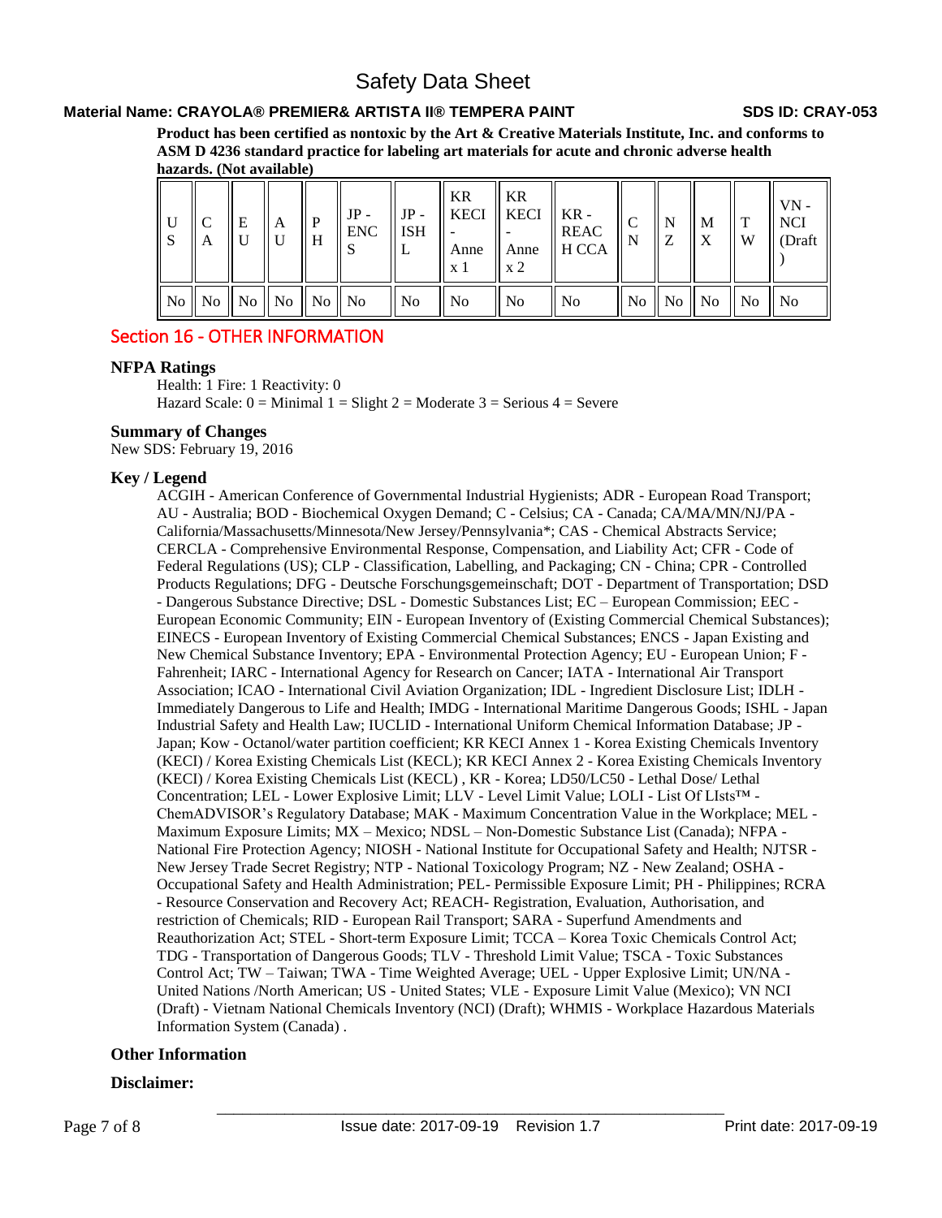Product has been certified as nontoxic by the Art & Creative Materials Institute, Inc. and conforms to ASM D 4236 standard practice for labeling art materials for acute and chronic adverse health hazards. (Not available)

| US | CA | EU | AU | PH | JP - ENCS | JP - ISHL | KR KECI - Annex 1 | KR KECI - Annex 2 | KR - REACH CCA | CN | NZ | MX | TW | VN - NCI (Draft) |
|---|---|---|---|---|---|---|---|---|---|---|---|---|---|---|
| No | No | No | No | No | No | No | No | No | No | No | No | No | No | No |

## Section 16 - OTHER INFORMATION

### NFPA Ratings

Health: 1 Fire: 1 Reactivity: 0
Hazard Scale: 0 = Minimal 1 = Slight 2 = Moderate 3 = Serious 4 = Severe

### Summary of Changes

New SDS: February 19, 2016

### Key / Legend

ACGIH - American Conference of Governmental Industrial Hygienists; ADR - European Road Transport; AU - Australia; BOD - Biochemical Oxygen Demand; C - Celsius; CA - Canada; CA/MA/MN/NJ/PA - California/Massachusetts/Minnesota/New Jersey/Pennsylvania*; CAS - Chemical Abstracts Service; CERCLA - Comprehensive Environmental Response, Compensation, and Liability Act; CFR - Code of Federal Regulations (US); CLP - Classification, Labelling, and Packaging; CN - China; CPR - Controlled Products Regulations; DFG - Deutsche Forschungsgemeinschaft; DOT - Department of Transportation; DSD - Dangerous Substance Directive; DSL - Domestic Substances List; EC – European Commission; EEC - European Economic Community; EIN - European Inventory of (Existing Commercial Chemical Substances); EINECS - European Inventory of Existing Commercial Chemical Substances; ENCS - Japan Existing and New Chemical Substance Inventory; EPA - Environmental Protection Agency; EU - European Union; F - Fahrenheit; IARC - International Agency for Research on Cancer; IATA - International Air Transport Association; ICAO - International Civil Aviation Organization; IDL - Ingredient Disclosure List; IDLH - Immediately Dangerous to Life and Health; IMDG - International Maritime Dangerous Goods; ISHL - Japan Industrial Safety and Health Law; IUCLID - International Uniform Chemical Information Database; JP - Japan; Kow - Octanol/water partition coefficient; KR KECI Annex 1 - Korea Existing Chemicals Inventory (KECI) / Korea Existing Chemicals List (KECL); KR KECI Annex 2 - Korea Existing Chemicals Inventory (KECI) / Korea Existing Chemicals List (KECL) , KR - Korea; LD50/LC50 - Lethal Dose/ Lethal Concentration; LEL - Lower Explosive Limit; LLV - Level Limit Value; LOLI - List Of LIsts™ - ChemADVISOR's Regulatory Database; MAK - Maximum Concentration Value in the Workplace; MEL - Maximum Exposure Limits; MX – Mexico; NDSL – Non-Domestic Substance List (Canada); NFPA - National Fire Protection Agency; NIOSH - National Institute for Occupational Safety and Health; NJTSR - New Jersey Trade Secret Registry; NTP - National Toxicology Program; NZ - New Zealand; OSHA - Occupational Safety and Health Administration; PEL- Permissible Exposure Limit; PH - Philippines; RCRA - Resource Conservation and Recovery Act; REACH- Registration, Evaluation, Authorisation, and restriction of Chemicals; RID - European Rail Transport; SARA - Superfund Amendments and Reauthorization Act; STEL - Short-term Exposure Limit; TCCA – Korea Toxic Chemicals Control Act; TDG - Transportation of Dangerous Goods; TLV - Threshold Limit Value; TSCA - Toxic Substances Control Act; TW – Taiwan; TWA - Time Weighted Average; UEL - Upper Explosive Limit; UN/NA - United Nations /North American; US - United States; VLE - Exposure Limit Value (Mexico); VN NCI (Draft) - Vietnam National Chemicals Inventory (NCI) (Draft); WHMIS - Workplace Hazardous Materials Information System (Canada) .

### Other Information

### Disclaimer: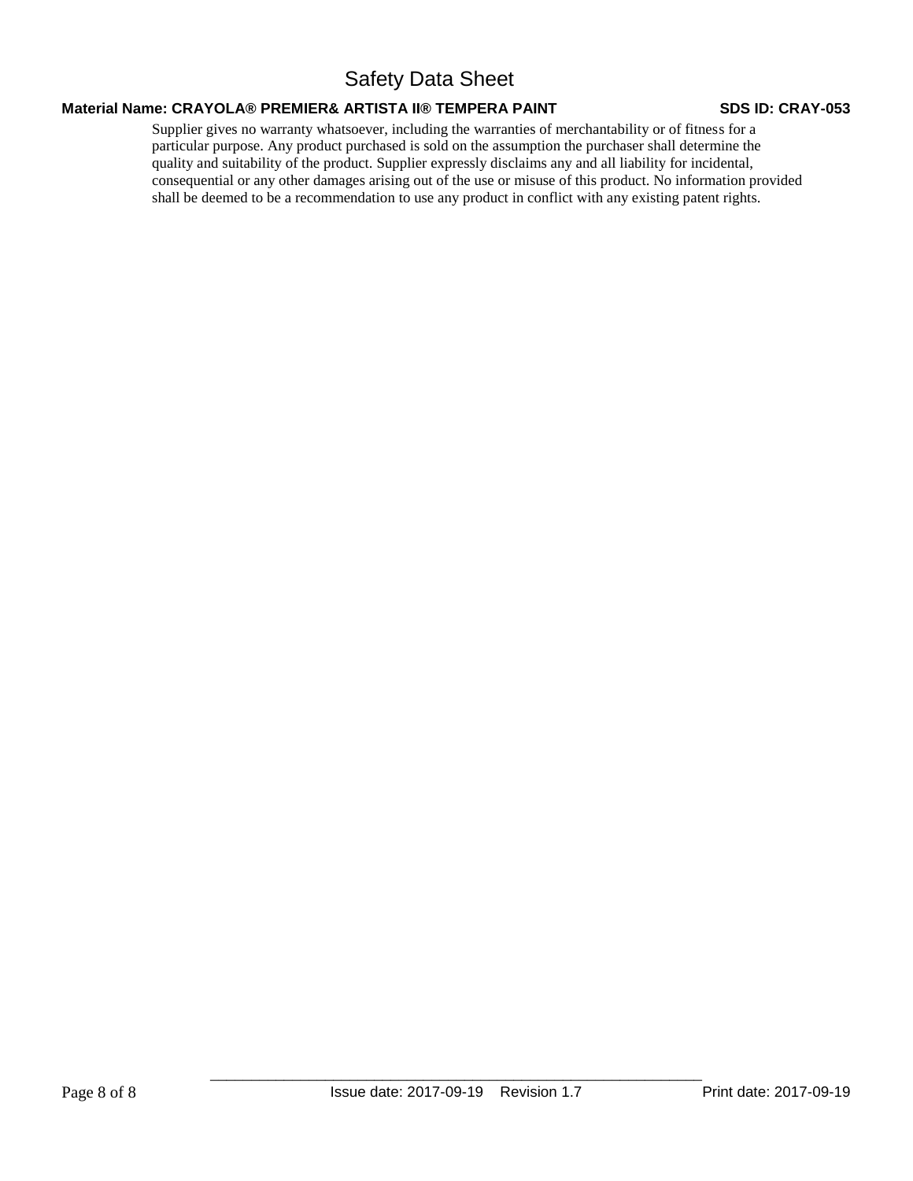Supplier gives no warranty whatsoever, including the warranties of merchantability or of fitness for a particular purpose. Any product purchased is sold on the assumption the purchaser shall determine the quality and suitability of the product. Supplier expressly disclaims any and all liability for incidental, consequential or any other damages arising out of the use or misuse of this product. No information provided shall be deemed to be a recommendation to use any product in conflict with any existing patent rights.